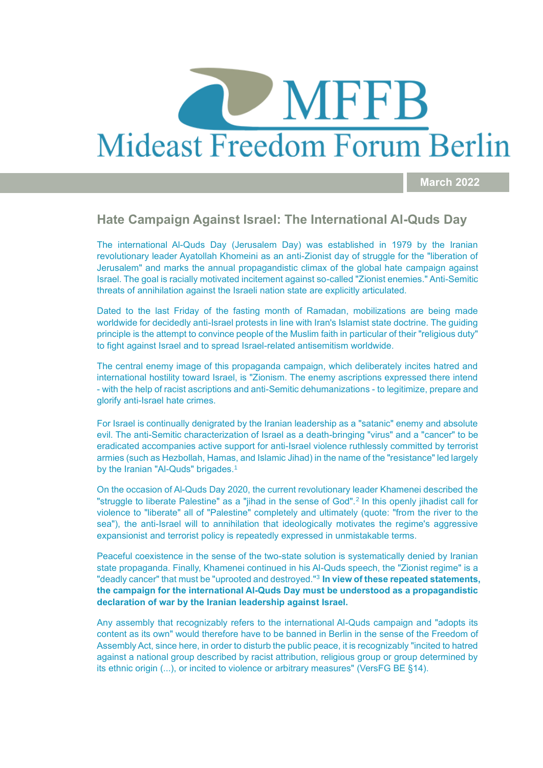# MFFB Mideast Freedom Forum Berlin

March 2022

## Hate Campaign Against Israel: The International Al-Quds Day

The international Al-Quds Day (Jerusalem Day) was established in 1979 by the Iranian revolutionary leader Ayatollah Khomeini as an anti-Zionist day of struggle for the "liberation of Jerusalem" and marks the annual propagandistic climax of the global hate campaign against Israel. The goal is racially motivated incitement against so-called "Zionist enemies." Anti-Semitic threats of annihilation against the Israeli nation state are explicitly articulated.

Dated to the last Friday of the fasting month of Ramadan, mobilizations are being made worldwide for decidedly anti-Israel protests in line with Iran's Islamist state doctrine. The guiding principle is the attempt to convince people of the Muslim faith in particular of their "religious duty" to fight against Israel and to spread Israel-related antisemitism worldwide.

The central enemy image of this propaganda campaign, which deliberately incites hatred and international hostility toward Israel, is "Zionism. The enemy ascriptions expressed there intend - with the help of racist ascriptions and anti-Semitic dehumanizations - to legitimize, prepare and glorify anti-Israel hate crimes.

For Israel is continually denigrated by the Iranian leadership as a "satanic" enemy and absolute evil. The anti-Semitic characterization of Israel as a death-bringing "virus" and a "cancer" to be eradicated accompanies active support for anti-Israel violence ruthlessly committed by terrorist armies (such as Hezbollah, Hamas, and Islamic Jihad) in the name of the "resistance" led largely by the Iranian "Al-Quds" brigades.[1]

On the occasion of Al-Quds Day 2020, the current revolutionary leader Khamenei described the "struggle to liberate Palestine" as a "jihad in the sense of God".[2] In this openly jihadist call for violence to "liberate" all of "Palestine" completely and ultimately (quote: "from the river to the sea"), the anti-Israel will to annihilation that ideologically motivates the regime's aggressive expansionist and terrorist policy is repeatedly expressed in unmistakable terms.

Peaceful coexistence in the sense of the two-state solution is systematically denied by Iranian state propaganda. Finally, Khamenei continued in his Al-Quds speech, the "Zionist regime" is a "deadly cancer" that must be "uprooted and destroyed."[3] **In view of these repeated statements, the campaign for the international Al-Quds Day must be understood as a propagandistic declaration of war by the Iranian leadership against Israel.**

Any assembly that recognizably refers to the international Al-Quds campaign and "adopts its content as its own" would therefore have to be banned in Berlin in the sense of the Freedom of Assembly Act, since here, in order to disturb the public peace, it is recognizably "incited to hatred against a national group described by racist attribution, religious group or group determined by its ethnic origin (...), or incited to violence or arbitrary measures" (VersFG BE §14).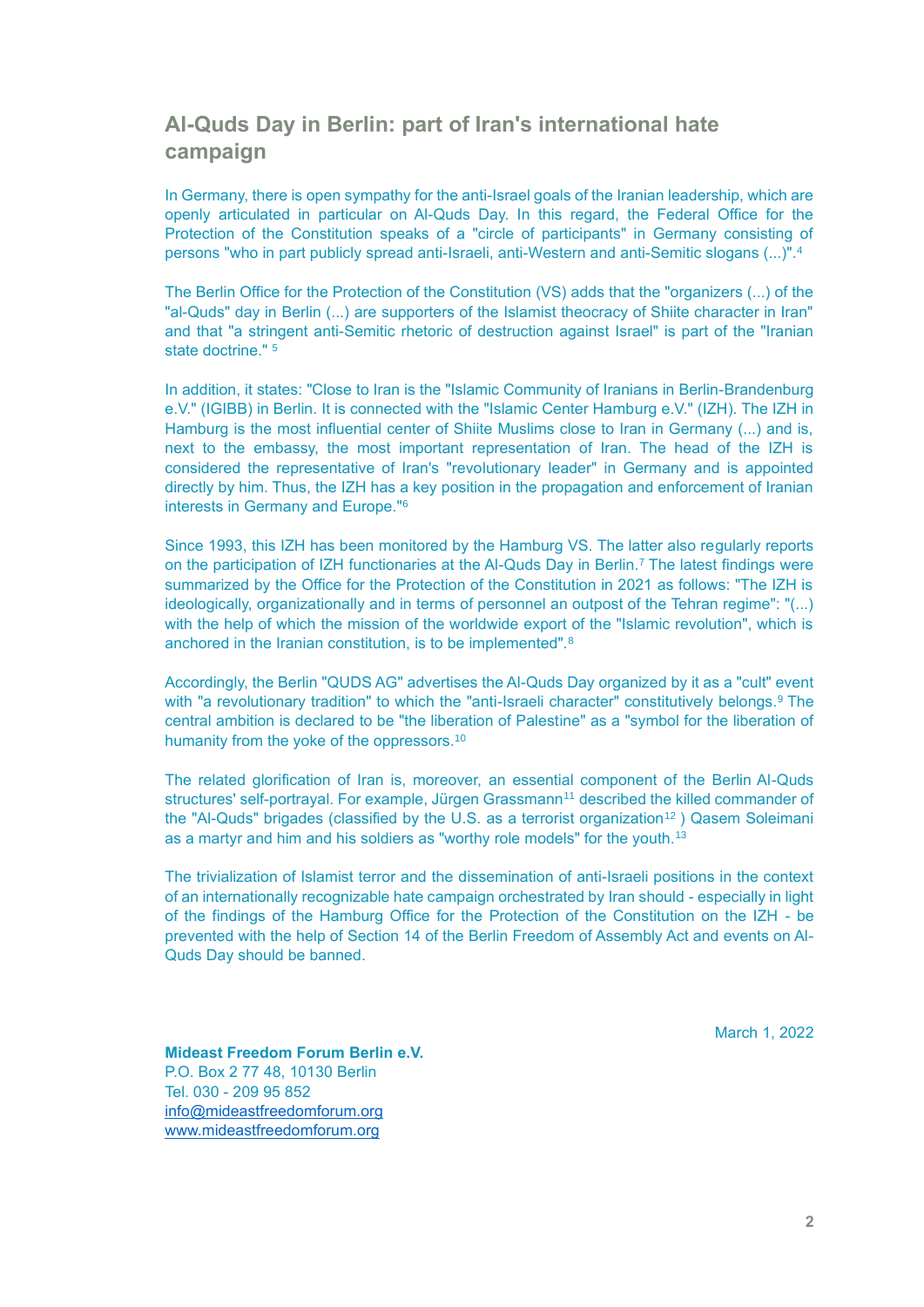## Al-Quds Day in Berlin: part of Iran's international hate campaign

In Germany, there is open sympathy for the anti-Israel goals of the Iranian leadership, which are openly articulated in particular on Al-Quds Day. In this regard, the Federal Office for the Protection of the Constitution speaks of a "circle of participants" in Germany consisting of persons "who in part publicly spread anti-Israeli, anti-Western and anti-Semitic slogans (...)".[4]

The Berlin Office for the Protection of the Constitution (VS) adds that the "organizers (...) of the "al-Quds" day in Berlin (...) are supporters of the Islamist theocracy of Shiite character in Iran" and that "a stringent anti-Semitic rhetoric of destruction against Israel" is part of the "Iranian state doctrine." [5]

In addition, it states: "Close to Iran is the "Islamic Community of Iranians in Berlin-Brandenburg e.V." (IGIBB) in Berlin. It is connected with the "Islamic Center Hamburg e.V." (IZH). The IZH in Hamburg is the most influential center of Shiite Muslims close to Iran in Germany (...) and is, next to the embassy, the most important representation of Iran. The head of the IZH is considered the representative of Iran's "revolutionary leader" in Germany and is appointed directly by him. Thus, the IZH has a key position in the propagation and enforcement of Iranian interests in Germany and Europe."[6]

Since 1993, this IZH has been monitored by the Hamburg VS. The latter also regularly reports on the participation of IZH functionaries at the Al-Quds Day in Berlin.[7] The latest findings were summarized by the Office for the Protection of the Constitution in 2021 as follows: "The IZH is ideologically, organizationally and in terms of personnel an outpost of the Tehran regime": "(...) with the help of which the mission of the worldwide export of the "Islamic revolution", which is anchored in the Iranian constitution, is to be implemented".[8]

Accordingly, the Berlin "QUDS AG" advertises the Al-Quds Day organized by it as a "cult" event with "a revolutionary tradition" to which the "anti-Israeli character" constitutively belongs.[9] The central ambition is declared to be "the liberation of Palestine" as a "symbol for the liberation of humanity from the yoke of the oppressors.[10]

The related glorification of Iran is, moreover, an essential component of the Berlin Al-Quds structures' self-portrayal. For example, Jürgen Grassmann[11] described the killed commander of the "Al-Quds" brigades (classified by the U.S. as a terrorist organization[12] ) Qasem Soleimani as a martyr and him and his soldiers as "worthy role models" for the youth.[13]

The trivialization of Islamist terror and the dissemination of anti-Israeli positions in the context of an internationally recognizable hate campaign orchestrated by Iran should - especially in light of the findings of the Hamburg Office for the Protection of the Constitution on the IZH - be prevented with the help of Section 14 of the Berlin Freedom of Assembly Act and events on Al-Quds Day should be banned.

March 1, 2022

**Mideast Freedom Forum Berlin e.V.**
P.O. Box 2 77 48, 10130 Berlin
Tel. 030 - 209 95 852
info@mideastfreedomforum.org
www.mideastfreedomforum.org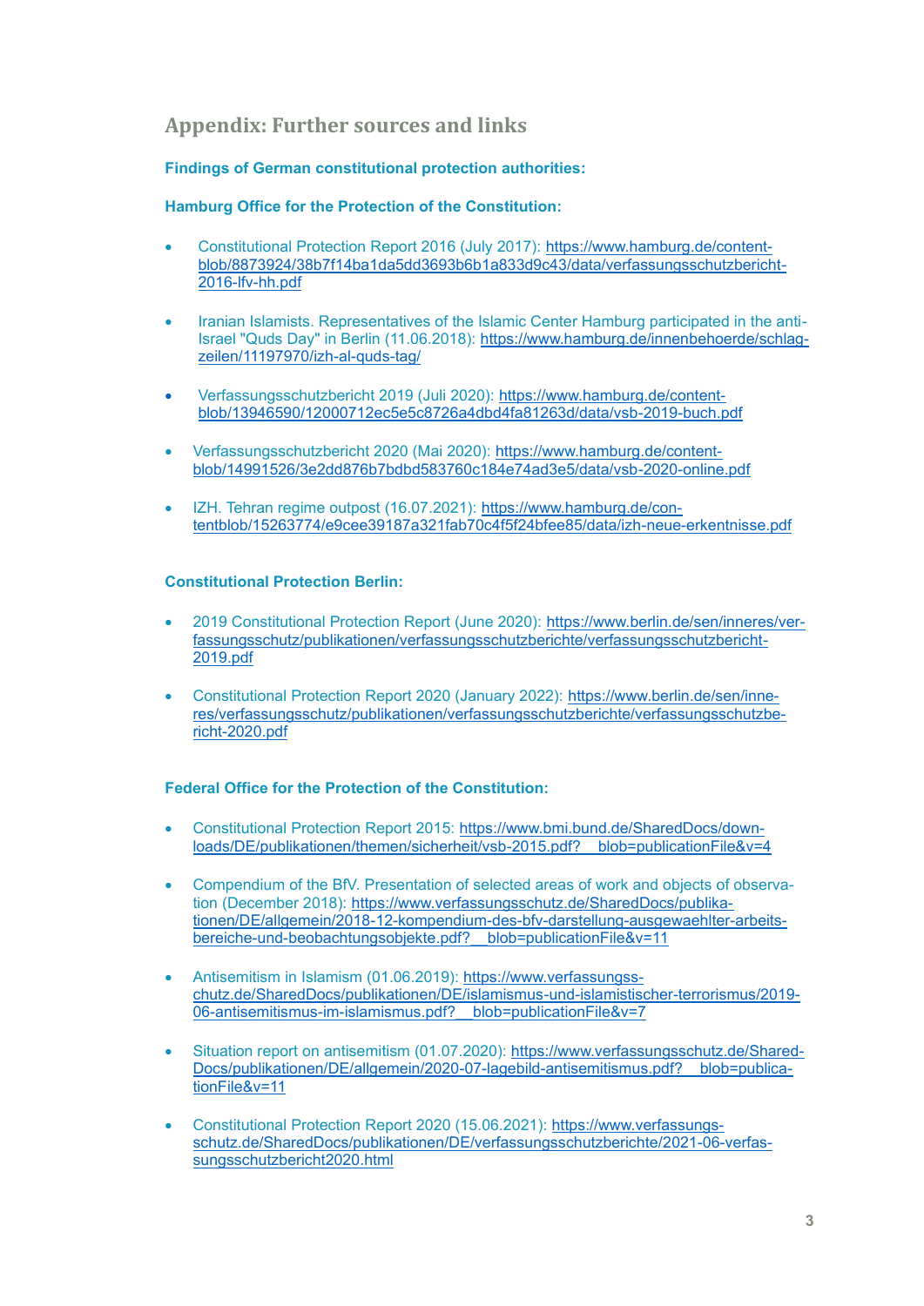## Appendix: Further sources and links

**Findings of German constitutional protection authorities:**

**Hamburg Office for the Protection of the Constitution:**

- Constitutional Protection Report 2016 (July 2017): https://www.hamburg.de/content-blob/8873924/38b7f14ba1da5dd3693b6b1a833d9c43/data/verfassungsschutzbericht-2016-lfv-hh.pdf
- Iranian Islamists. Representatives of the Islamic Center Hamburg participated in the anti-Israel "Quds Day" in Berlin (11.06.2018): https://www.hamburg.de/innenbehoerde/schlag-zeilen/11197970/izh-al-quds-tag/
- Verfassungsschutzbericht 2019 (Juli 2020): https://www.hamburg.de/content-blob/13946590/12000712ec5e5c8726a4dbd4fa81263d/data/vsb-2019-buch.pdf
- Verfassungsschutzbericht 2020 (Mai 2020): https://www.hamburg.de/content-blob/14991526/3e2dd876b7bdbd583760c184e74ad3e5/data/vsb-2020-online.pdf
- IZH. Tehran regime outpost (16.07.2021): https://www.hamburg.de/con-tentblob/15263774/e9cee39187a321fab70c4f5f24bfee85/data/izh-neue-erkentnisse.pdf

**Constitutional Protection Berlin:**

- 2019 Constitutional Protection Report (June 2020): https://www.berlin.de/sen/inneres/ver-fassungsschutz/publikationen/verfassungsschutzberichte/verfassungsschutzbericht-2019.pdf
- Constitutional Protection Report 2020 (January 2022): https://www.berlin.de/sen/inne-res/verfassungsschutz/publikationen/verfassungsschutzberichte/verfassungsschutzbe-richt-2020.pdf

**Federal Office for the Protection of the Constitution:**

- Constitutional Protection Report 2015: https://www.bmi.bund.de/SharedDocs/down-loads/DE/publikationen/themen/sicherheit/vsb-2015.pdf?__blob=publicationFile&v=4
- Compendium of the BfV. Presentation of selected areas of work and objects of observa-tion (December 2018): https://www.verfassungsschutz.de/SharedDocs/publika-tionen/DE/allgemein/2018-12-kompendium-des-bfv-darstellung-ausgewaehlter-arbeits-bereiche-und-beobachtungsobjekte.pdf?__blob=publicationFile&v=11
- Antisemitism in Islamism (01.06.2019): https://www.verfassungss-chutz.de/SharedDocs/publikationen/DE/islamismus-und-islamistischer-terrorismus/2019-06-antisemitismus-im-islamismus.pdf?__blob=publicationFile&v=7
- Situation report on antisemitism (01.07.2020): https://www.verfassungsschutz.de/Shared-Docs/publikationen/DE/allgemein/2020-07-lagebild-antisemitismus.pdf?__blob=publica-tionFile&v=11
- Constitutional Protection Report 2020 (15.06.2021): https://www.verfassungs-schutz.de/SharedDocs/publikationen/DE/verfassungsschutzberichte/2021-06-verfas-sungsschutzbericht2020.html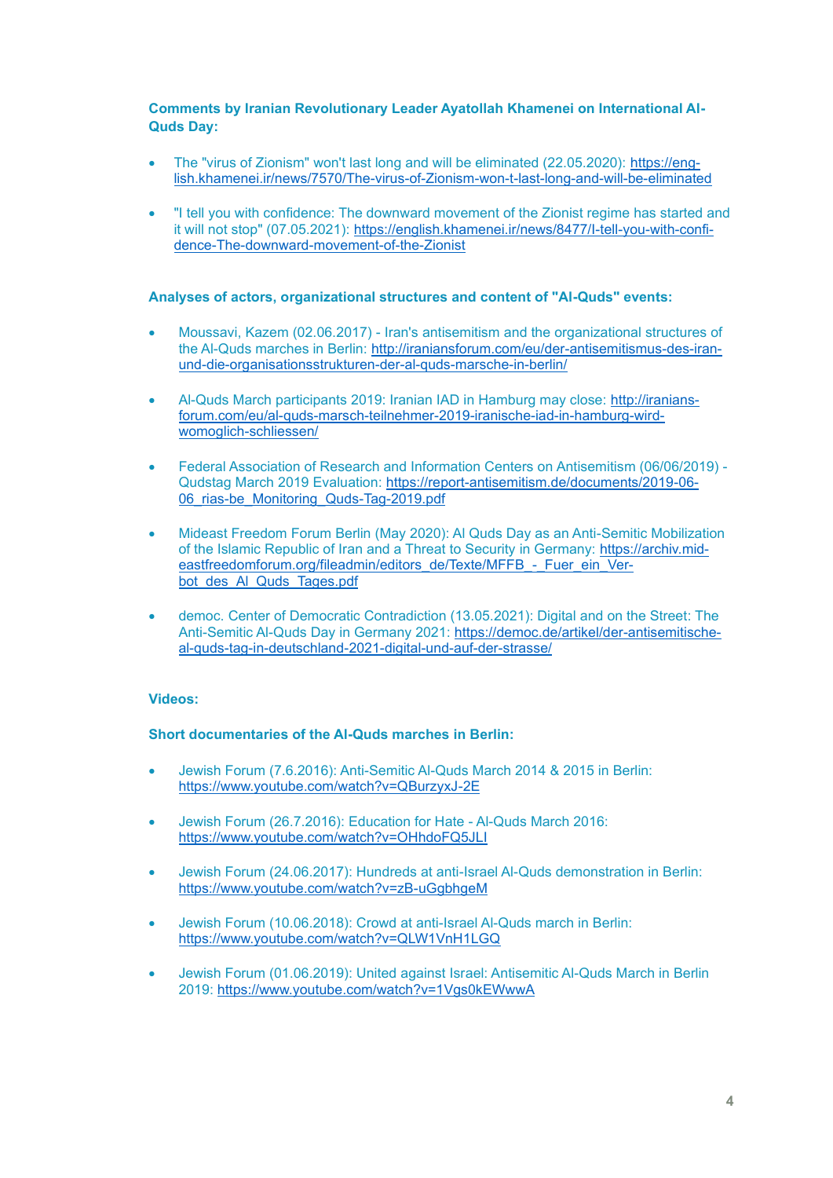**Comments by Iranian Revolutionary Leader Ayatollah Khamenei on International Al-Quds Day:**

- The "virus of Zionism" won't last long and will be eliminated (22.05.2020): https://english.khamenei.ir/news/7570/The-virus-of-Zionism-won-t-last-long-and-will-be-eliminated

- "I tell you with confidence: The downward movement of the Zionist regime has started and it will not stop" (07.05.2021): https://english.khamenei.ir/news/8477/I-tell-you-with-confidence-The-downward-movement-of-the-Zionist

**Analyses of actors, organizational structures and content of "Al-Quds" events:**

- Moussavi, Kazem (02.06.2017) - Iran's antisemitism and the organizational structures of the Al-Quds marches in Berlin: http://iraniansforum.com/eu/der-antisemitismus-des-iran-und-die-organisationsstrukturen-der-al-quds-marsche-in-berlin/

- Al-Quds March participants 2019: Iranian IAD in Hamburg may close: http://iraniansforum.com/eu/al-quds-marsch-teilnehmer-2019-iranische-iad-in-hamburg-wird-womoglich-schliessen/

- Federal Association of Research and Information Centers on Antisemitism (06/06/2019) - Qudstag March 2019 Evaluation: https://report-antisemitism.de/documents/2019-06-06_rias-be_Monitoring_Quds-Tag-2019.pdf

- Mideast Freedom Forum Berlin (May 2020): Al Quds Day as an Anti-Semitic Mobilization of the Islamic Republic of Iran and a Threat to Security in Germany: https://archiv.mideastfreedomforum.org/fileadmin/editors_de/Texte/MFFB_-_Fuer_ein_Verbot_des_Al_Quds_Tages.pdf

- democ. Center of Democratic Contradiction (13.05.2021): Digital and on the Street: The Anti-Semitic Al-Quds Day in Germany 2021: https://democ.de/artikel/der-antisemitische-al-quds-tag-in-deutschland-2021-digital-und-auf-der-strasse/

**Videos:**

**Short documentaries of the Al-Quds marches in Berlin:**

- Jewish Forum (7.6.2016): Anti-Semitic Al-Quds March 2014 & 2015 in Berlin: https://www.youtube.com/watch?v=QBurzyxJ-2E

- Jewish Forum (26.7.2016): Education for Hate - Al-Quds March 2016: https://www.youtube.com/watch?v=OHhdoFQ5JLI

- Jewish Forum (24.06.2017): Hundreds at anti-Israel Al-Quds demonstration in Berlin: https://www.youtube.com/watch?v=zB-uGgbhgeM

- Jewish Forum (10.06.2018): Crowd at anti-Israel Al-Quds march in Berlin: https://www.youtube.com/watch?v=QLW1VnH1LGQ

- Jewish Forum (01.06.2019): United against Israel: Antisemitic Al-Quds March in Berlin 2019: https://www.youtube.com/watch?v=1Vgs0kEWwwA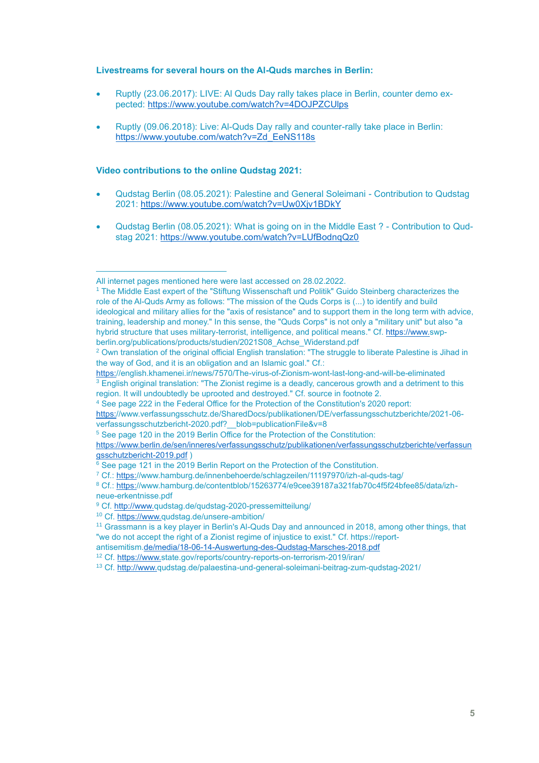**Livestreams for several hours on the Al-Quds marches in Berlin:**

- Ruptly (23.06.2017): LIVE: Al Quds Day rally takes place in Berlin, counter demo expected: https://www.youtube.com/watch?v=4DOJPZCUlps
- Ruptly (09.06.2018): Live: Al-Quds Day rally and counter-rally take place in Berlin: https://www.youtube.com/watch?v=Zd_EeNS118s

**Video contributions to the online Qudstag 2021:**

- Qudstag Berlin (08.05.2021): Palestine and General Soleimani - Contribution to Qudstag 2021: https://www.youtube.com/watch?v=Uw0Xjv1BDkY
- Qudstag Berlin (08.05.2021): What is going on in the Middle East ? - Contribution to Qudstag 2021: https://www.youtube.com/watch?v=LUfBodnqQz0

---

All internet pages mentioned here were last accessed on 28.02.2022.

[1] The Middle East expert of the "Stiftung Wissenschaft und Politik" Guido Steinberg characterizes the role of the Al-Quds Army as follows: "The mission of the Quds Corps is (...) to identify and build ideological and military allies for the "axis of resistance" and to support them in the long term with advice, training, leadership and money." In this sense, the "Quds Corps" is not only a "military unit" but also "a hybrid structure that uses military-terrorist, intelligence, and political means." Cf. https://www.swp-berlin.org/publications/products/studien/2021S08_Achse_Widerstand.pdf

[2] Own translation of the original official English translation: "The struggle to liberate Palestine is Jihad in the way of God, and it is an obligation and an Islamic goal." Cf.: https://english.khamenei.ir/news/7570/The-virus-of-Zionism-wont-last-long-and-will-be-eliminated

[3] English original translation: "The Zionist regime is a deadly, cancerous growth and a detriment to this region. It will undoubtedly be uprooted and destroyed." Cf. source in footnote 2.

[4] See page 222 in the Federal Office for the Protection of the Constitution's 2020 report: https://www.verfassungsschutz.de/SharedDocs/publikationen/DE/verfassungsschutzberichte/2021-06-verfassungsschutzbericht-2020.pdf?__blob=publicationFile&v=8

[5] See page 120 in the 2019 Berlin Office for the Protection of the Constitution: https://www.berlin.de/sen/inneres/verfassungsschutz/publikationen/verfassungsschutzberichte/verfassungsschutzbericht-2019.pdf )

[6] See page 121 in the 2019 Berlin Report on the Protection of the Constitution.

[7] Cf.: https://www.hamburg.de/innenbehoerde/schlagzeilen/11197970/izh-al-quds-tag/

[8] Cf.: https://www.hamburg.de/contentblob/15263774/e9cee39187a321fab70c4f5f24bfee85/data/izh-neue-erkentnisse.pdf

[9] Cf. http://www.qudstag.de/qudstag-2020-pressemitteilung/

[10] Cf. https://www.qudstag.de/unsere-ambition/

[11] Grassmann is a key player in Berlin's Al-Quds Day and announced in 2018, among other things, that "we do not accept the right of a Zionist regime of injustice to exist." Cf. https://report-antisemitism.de/media/18-06-14-Auswertung-des-Qudstag-Marsches-2018.pdf

[12] Cf. https://www.state.gov/reports/country-reports-on-terrorism-2019/iran/

[13] Cf. http://www.qudstag.de/palaestina-und-general-soleimani-beitrag-zum-qudstag-2021/